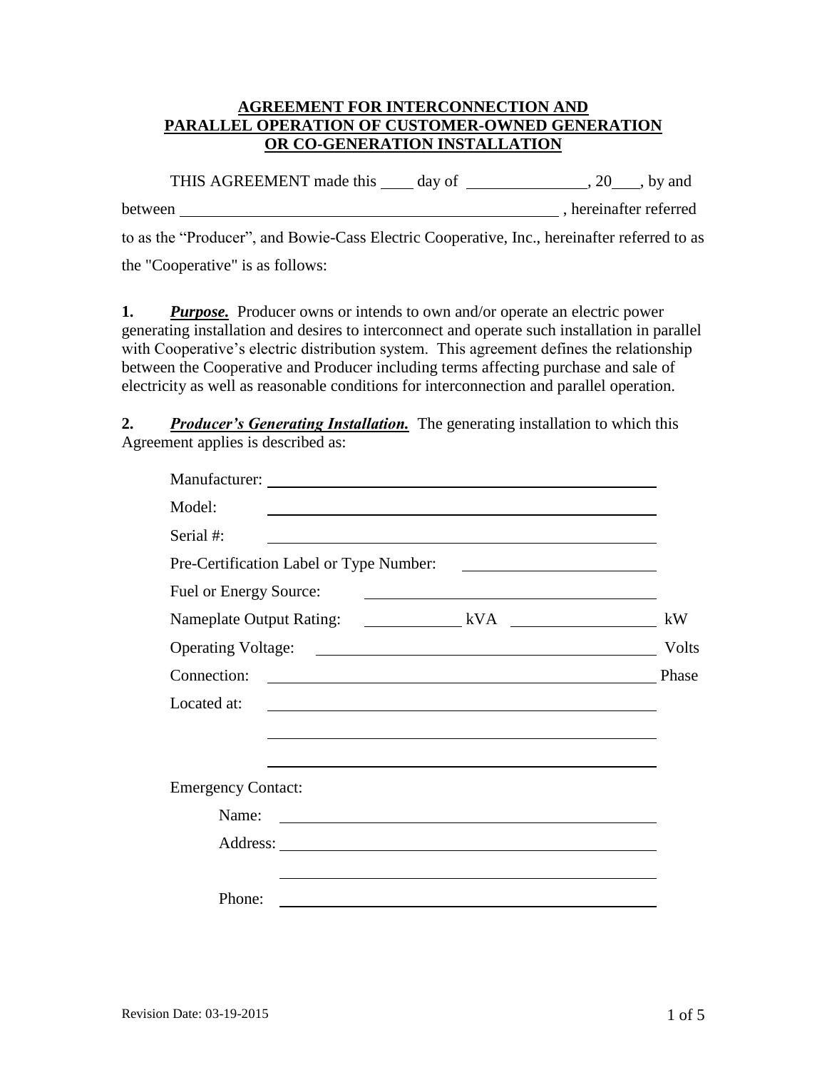# AGREEMENT FOR INTERCONNECTION AND PARALLEL OPERATION OF CUSTOMER-OWNED GENERATION OR CO-GENERATION INSTALLATION

THIS AGREEMENT made this ____ day of ______________, 20___, by and between ______________________________________________, hereinafter referred to as the "Producer", and Bowie-Cass Electric Cooperative, Inc., hereinafter referred to as the "Cooperative" is as follows:

**1.** ***Purpose.*** Producer owns or intends to own and/or operate an electric power generating installation and desires to interconnect and operate such installation in parallel with Cooperative's electric distribution system. This agreement defines the relationship between the Cooperative and Producer including terms affecting purchase and sale of electricity as well as reasonable conditions for interconnection and parallel operation.

**2.** ***Producer's Generating Installation.*** The generating installation to which this Agreement applies is described as:

Manufacturer: ______________________________________________

Model: ______________________________________________

Serial #: ______________________________________________

Pre-Certification Label or Type Number: ______________________

Fuel or Energy Source: ________________________________

Nameplate Output Rating: ____________ kVA ________________ kW

Operating Voltage: ________________________________________ Volts

Connection: ______________________________________________ Phase

Located at: ______________________________________________

______________________________________________

______________________________________________

Emergency Contact:

Name: ______________________________________________

Address: ______________________________________________

______________________________________________

Phone: ______________________________________________

Revision Date: 03-19-2015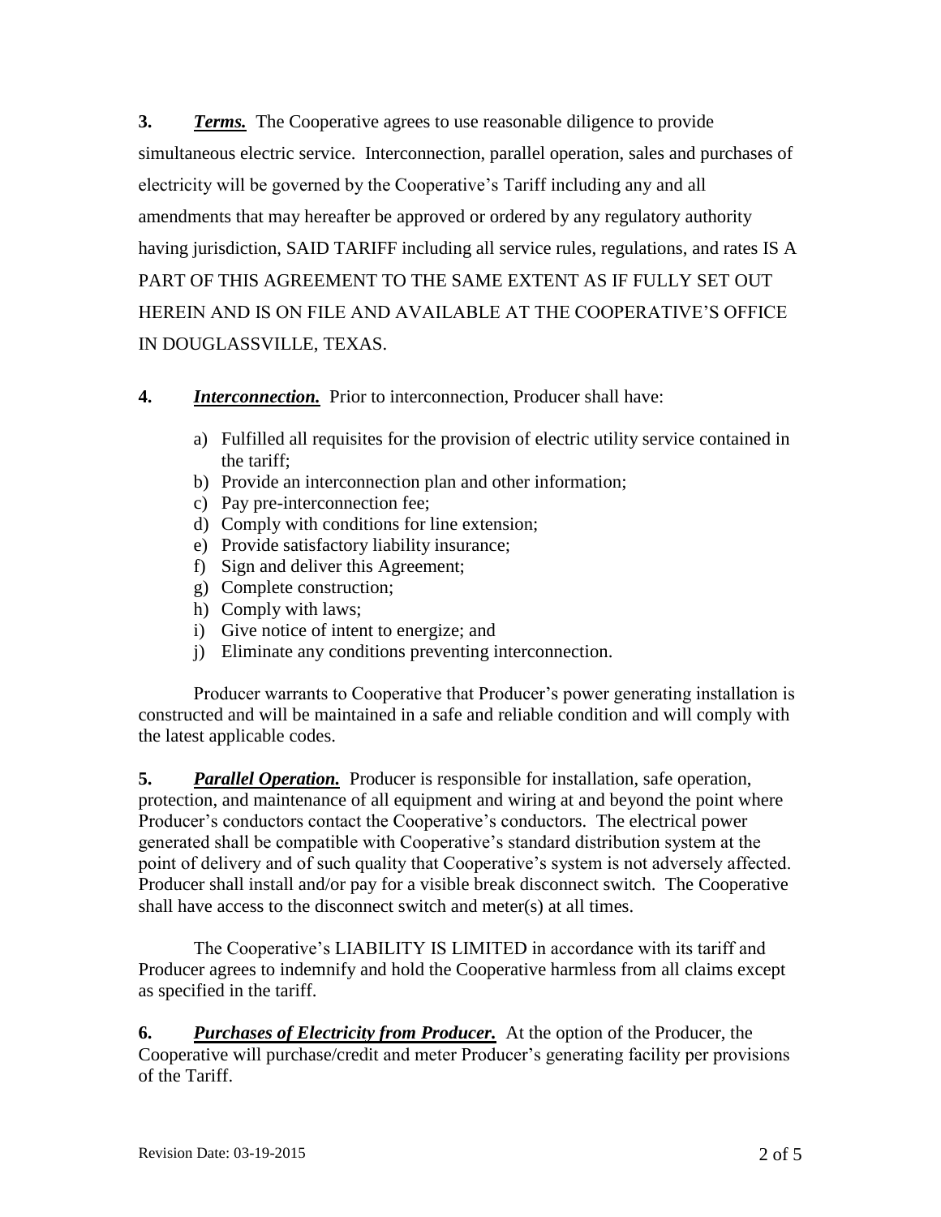**3.** ***Terms.*** The Cooperative agrees to use reasonable diligence to provide simultaneous electric service. Interconnection, parallel operation, sales and purchases of electricity will be governed by the Cooperative's Tariff including any and all amendments that may hereafter be approved or ordered by any regulatory authority having jurisdiction, SAID TARIFF including all service rules, regulations, and rates IS A PART OF THIS AGREEMENT TO THE SAME EXTENT AS IF FULLY SET OUT HEREIN AND IS ON FILE AND AVAILABLE AT THE COOPERATIVE'S OFFICE IN DOUGLASSVILLE, TEXAS.

**4.** ***Interconnection.*** Prior to interconnection, Producer shall have:

a) Fulfilled all requisites for the provision of electric utility service contained in the tariff;
b) Provide an interconnection plan and other information;
c) Pay pre-interconnection fee;
d) Comply with conditions for line extension;
e) Provide satisfactory liability insurance;
f) Sign and deliver this Agreement;
g) Complete construction;
h) Comply with laws;
i) Give notice of intent to energize; and
j) Eliminate any conditions preventing interconnection.

Producer warrants to Cooperative that Producer's power generating installation is constructed and will be maintained in a safe and reliable condition and will comply with the latest applicable codes.

**5.** ***Parallel Operation.*** Producer is responsible for installation, safe operation, protection, and maintenance of all equipment and wiring at and beyond the point where Producer's conductors contact the Cooperative's conductors. The electrical power generated shall be compatible with Cooperative's standard distribution system at the point of delivery and of such quality that Cooperative's system is not adversely affected. Producer shall install and/or pay for a visible break disconnect switch. The Cooperative shall have access to the disconnect switch and meter(s) at all times.

The Cooperative's LIABILITY IS LIMITED in accordance with its tariff and Producer agrees to indemnify and hold the Cooperative harmless from all claims except as specified in the tariff.

**6.** ***Purchases of Electricity from Producer.*** At the option of the Producer, the Cooperative will purchase/credit and meter Producer's generating facility per provisions of the Tariff.

Revision Date: 03-19-2015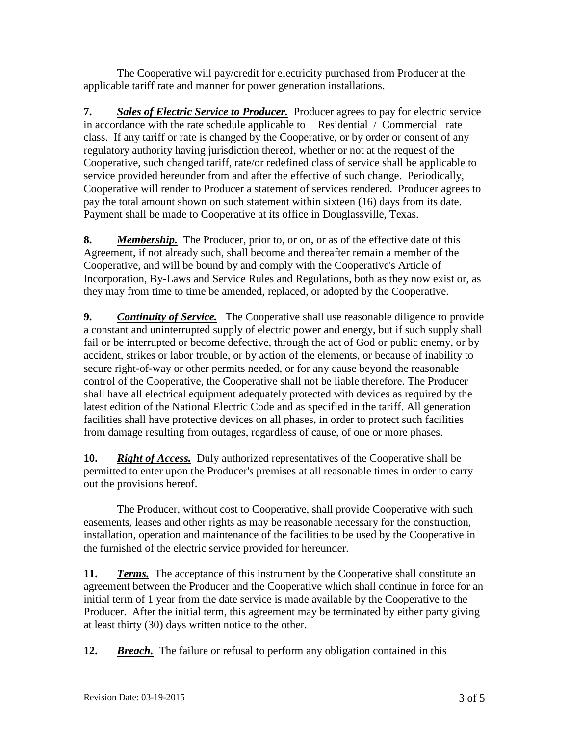The Cooperative will pay/credit for electricity purchased from Producer at the applicable tariff rate and manner for power generation installations.

**7.** ***Sales of Electric Service to Producer.*** Producer agrees to pay for electric service in accordance with the rate schedule applicable to Residential / Commercial rate class. If any tariff or rate is changed by the Cooperative, or by order or consent of any regulatory authority having jurisdiction thereof, whether or not at the request of the Cooperative, such changed tariff, rate/or redefined class of service shall be applicable to service provided hereunder from and after the effective of such change. Periodically, Cooperative will render to Producer a statement of services rendered. Producer agrees to pay the total amount shown on such statement within sixteen (16) days from its date. Payment shall be made to Cooperative at its office in Douglassville, Texas.

**8.** ***Membership.*** The Producer, prior to, or on, or as of the effective date of this Agreement, if not already such, shall become and thereafter remain a member of the Cooperative, and will be bound by and comply with the Cooperative's Article of Incorporation, By-Laws and Service Rules and Regulations, both as they now exist or, as they may from time to time be amended, replaced, or adopted by the Cooperative.

**9.** ***Continuity of Service.*** The Cooperative shall use reasonable diligence to provide a constant and uninterrupted supply of electric power and energy, but if such supply shall fail or be interrupted or become defective, through the act of God or public enemy, or by accident, strikes or labor trouble, or by action of the elements, or because of inability to secure right-of-way or other permits needed, or for any cause beyond the reasonable control of the Cooperative, the Cooperative shall not be liable therefore. The Producer shall have all electrical equipment adequately protected with devices as required by the latest edition of the National Electric Code and as specified in the tariff. All generation facilities shall have protective devices on all phases, in order to protect such facilities from damage resulting from outages, regardless of cause, of one or more phases.

**10.** ***Right of Access.*** Duly authorized representatives of the Cooperative shall be permitted to enter upon the Producer's premises at all reasonable times in order to carry out the provisions hereof.

The Producer, without cost to Cooperative, shall provide Cooperative with such easements, leases and other rights as may be reasonable necessary for the construction, installation, operation and maintenance of the facilities to be used by the Cooperative in the furnished of the electric service provided for hereunder.

**11.** ***Terms.*** The acceptance of this instrument by the Cooperative shall constitute an agreement between the Producer and the Cooperative which shall continue in force for an initial term of 1 year from the date service is made available by the Cooperative to the Producer. After the initial term, this agreement may be terminated by either party giving at least thirty (30) days written notice to the other.

**12.** ***Breach.*** The failure or refusal to perform any obligation contained in this

Revision Date: 03-19-2015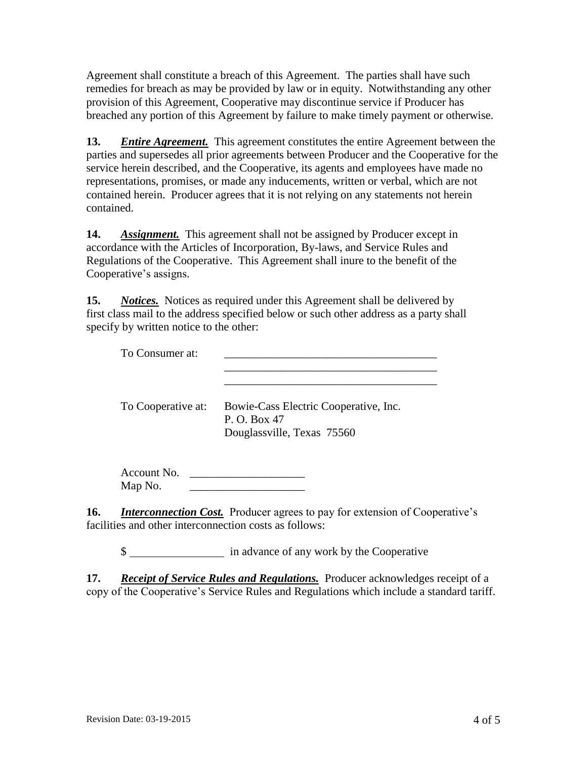Agreement shall constitute a breach of this Agreement. The parties shall have such remedies for breach as may be provided by law or in equity. Notwithstanding any other provision of this Agreement, Cooperative may discontinue service if Producer has breached any portion of this Agreement by failure to make timely payment or otherwise.

**13.** ***Entire Agreement.*** This agreement constitutes the entire Agreement between the parties and supersedes all prior agreements between Producer and the Cooperative for the service herein described, and the Cooperative, its agents and employees have made no representations, promises, or made any inducements, written or verbal, which are not contained herein. Producer agrees that it is not relying on any statements not herein contained.

**14.** ***Assignment.*** This agreement shall not be assigned by Producer except in accordance with the Articles of Incorporation, By-laws, and Service Rules and Regulations of the Cooperative. This Agreement shall inure to the benefit of the Cooperative's assigns.

**15.** ***Notices.*** Notices as required under this Agreement shall be delivered by first class mail to the address specified below or such other address as a party shall specify by written notice to the other:

To Consumer at: ______________________________________
______________________________________
______________________________________

To Cooperative at: Bowie-Cass Electric Cooperative, Inc.
P. O. Box 47
Douglassville, Texas 75560

Account No. ____________________
Map No. ____________________

**16.** ***Interconnection Cost.*** Producer agrees to pay for extension of Cooperative's facilities and other interconnection costs as follows:

$ ________________ in advance of any work by the Cooperative

**17.** ***Receipt of Service Rules and Regulations.*** Producer acknowledges receipt of a copy of the Cooperative's Service Rules and Regulations which include a standard tariff.

Revision Date: 03-19-2015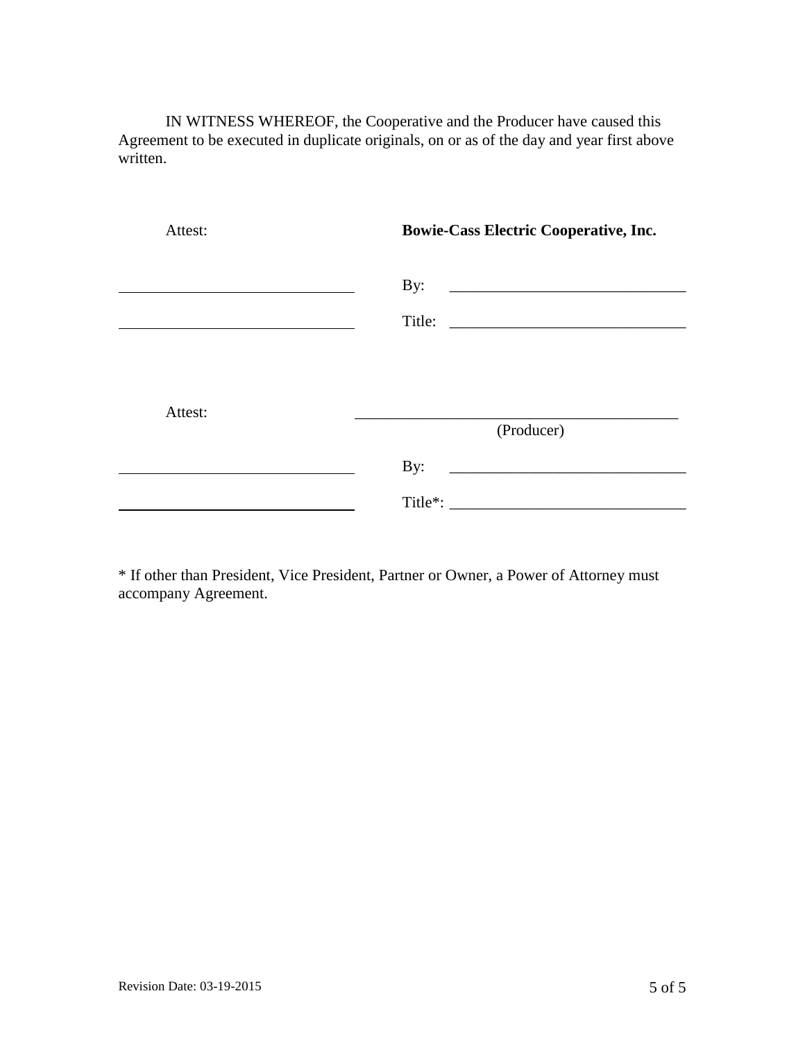IN WITNESS WHEREOF, the Cooperative and the Producer have caused this Agreement to be executed in duplicate originals, on or as of the day and year first above written.

| | |
|---|---|
| Attest: | **Bowie-Cass Electric Cooperative, Inc.** |
| ______________________________ | By: ______________________________ |
| ______________________________ | Title: ______________________________ |
| | |
| Attest: | ________________________________________ (Producer) |
| ______________________________ | By: ______________________________ |
| ______________________________ | Title*: ______________________________ |

* If other than President, Vice President, Partner or Owner, a Power of Attorney must accompany Agreement.

Revision Date: 03-19-2015